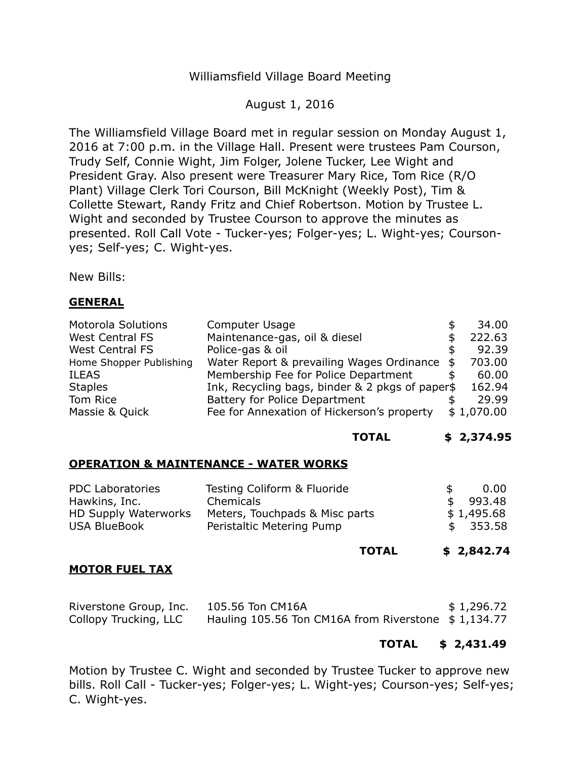Williamsfield Village Board Meeting

August 1, 2016

The Williamsfield Village Board met in regular session on Monday August 1, 2016 at 7:00 p.m. in the Village Hall. Present were trustees Pam Courson, Trudy Self, Connie Wight, Jim Folger, Jolene Tucker, Lee Wight and President Gray. Also present were Treasurer Mary Rice, Tom Rice (R/O Plant) Village Clerk Tori Courson, Bill McKnight (Weekly Post), Tim & Collette Stewart, Randy Fritz and Chief Robertson. Motion by Trustee L. Wight and seconded by Trustee Courson to approve the minutes as presented. Roll Call Vote - Tucker-yes; Folger-yes; L. Wight-yes; Courson-yes; Self-yes; C. Wight-yes.

New Bills:

**GENERAL**

| | | |
|---|---|---|
| Motorola Solutions | Computer Usage | $ 34.00 |
| West Central FS | Maintenance-gas, oil & diesel | $ 222.63 |
| West Central FS | Police-gas & oil | $ 92.39 |
| Home Shopper Publishing | Water Report & prevailing Wages Ordinance | $ 703.00 |
| ILEAS | Membership Fee for Police Department | $ 60.00 |
| Staples | Ink, Recycling bags, binder & 2 pkgs of paper | $ 162.94 |
| Tom Rice | Battery for Police Department | $ 29.99 |
| Massie & Quick | Fee for Annexation of Hickerson's property | $ 1,070.00 |
| | **TOTAL** | **$ 2,374.95** |

**OPERATION & MAINTENANCE - WATER WORKS**

| | | |
|---|---|---|
| PDC Laboratories | Testing Coliform & Fluoride | $ 0.00 |
| Hawkins, Inc. | Chemicals | $ 993.48 |
| HD Supply Waterworks | Meters, Touchpads & Misc parts | $ 1,495.68 |
| USA BlueBook | Peristaltic Metering Pump | $ 353.58 |
| | **TOTAL** | **$ 2,842.74** |

**MOTOR FUEL TAX**

| | | |
|---|---|---|
| Riverstone Group, Inc. | 105.56 Ton CM16A | $ 1,296.72 |
| Collopy Trucking, LLC | Hauling 105.56 Ton CM16A from Riverstone | $ 1,134.77 |
| | **TOTAL** | **$ 2,431.49** |

Motion by Trustee C. Wight and seconded by Trustee Tucker to approve new bills. Roll Call - Tucker-yes; Folger-yes; L. Wight-yes; Courson-yes; Self-yes; C. Wight-yes.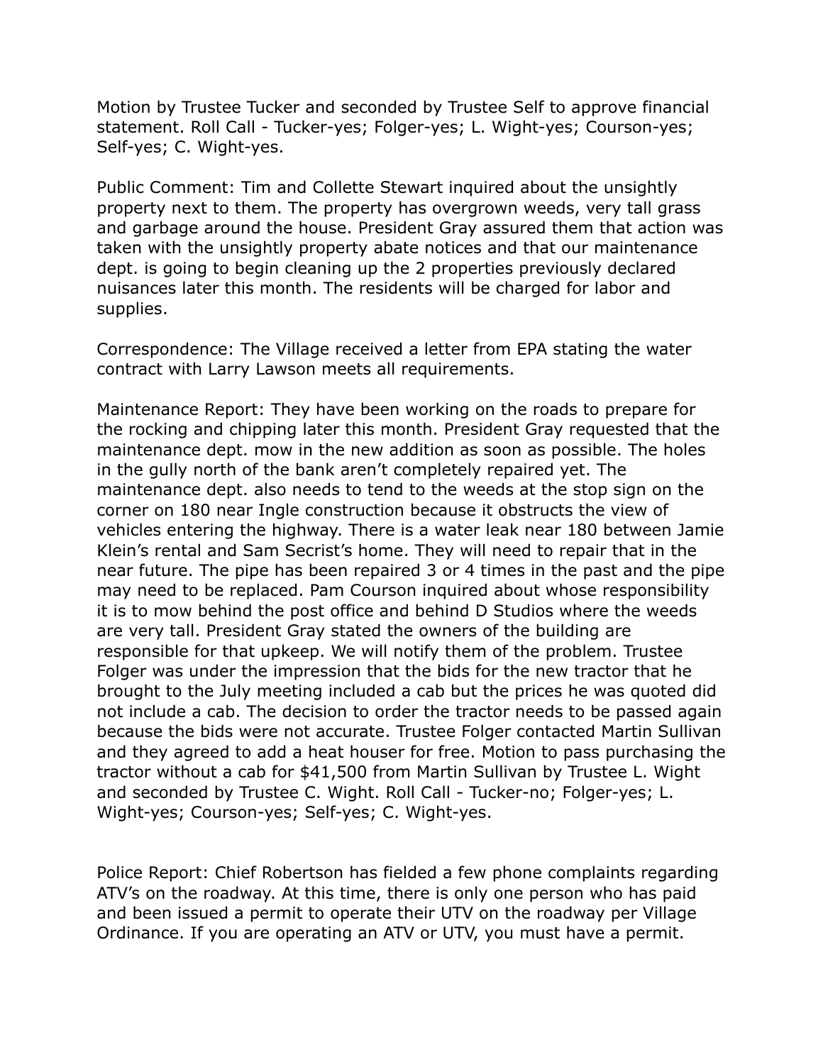Motion by Trustee Tucker and seconded by Trustee Self to approve financial statement. Roll Call - Tucker-yes; Folger-yes; L. Wight-yes; Courson-yes; Self-yes; C. Wight-yes.

Public Comment: Tim and Collette Stewart inquired about the unsightly property next to them. The property has overgrown weeds, very tall grass and garbage around the house. President Gray assured them that action was taken with the unsightly property abate notices and that our maintenance dept. is going to begin cleaning up the 2 properties previously declared nuisances later this month. The residents will be charged for labor and supplies.

Correspondence: The Village received a letter from EPA stating the water contract with Larry Lawson meets all requirements.

Maintenance Report: They have been working on the roads to prepare for the rocking and chipping later this month. President Gray requested that the maintenance dept. mow in the new addition as soon as possible. The holes in the gully north of the bank aren't completely repaired yet. The maintenance dept. also needs to tend to the weeds at the stop sign on the corner on 180 near Ingle construction because it obstructs the view of vehicles entering the highway. There is a water leak near 180 between Jamie Klein's rental and Sam Secrist's home. They will need to repair that in the near future. The pipe has been repaired 3 or 4 times in the past and the pipe may need to be replaced. Pam Courson inquired about whose responsibility it is to mow behind the post office and behind D Studios where the weeds are very tall. President Gray stated the owners of the building are responsible for that upkeep. We will notify them of the problem. Trustee Folger was under the impression that the bids for the new tractor that he brought to the July meeting included a cab but the prices he was quoted did not include a cab. The decision to order the tractor needs to be passed again because the bids were not accurate. Trustee Folger contacted Martin Sullivan and they agreed to add a heat houser for free. Motion to pass purchasing the tractor without a cab for $41,500 from Martin Sullivan by Trustee L. Wight and seconded by Trustee C. Wight. Roll Call - Tucker-no; Folger-yes; L. Wight-yes; Courson-yes; Self-yes; C. Wight-yes.

Police Report: Chief Robertson has fielded a few phone complaints regarding ATV's on the roadway. At this time, there is only one person who has paid and been issued a permit to operate their UTV on the roadway per Village Ordinance. If you are operating an ATV or UTV, you must have a permit.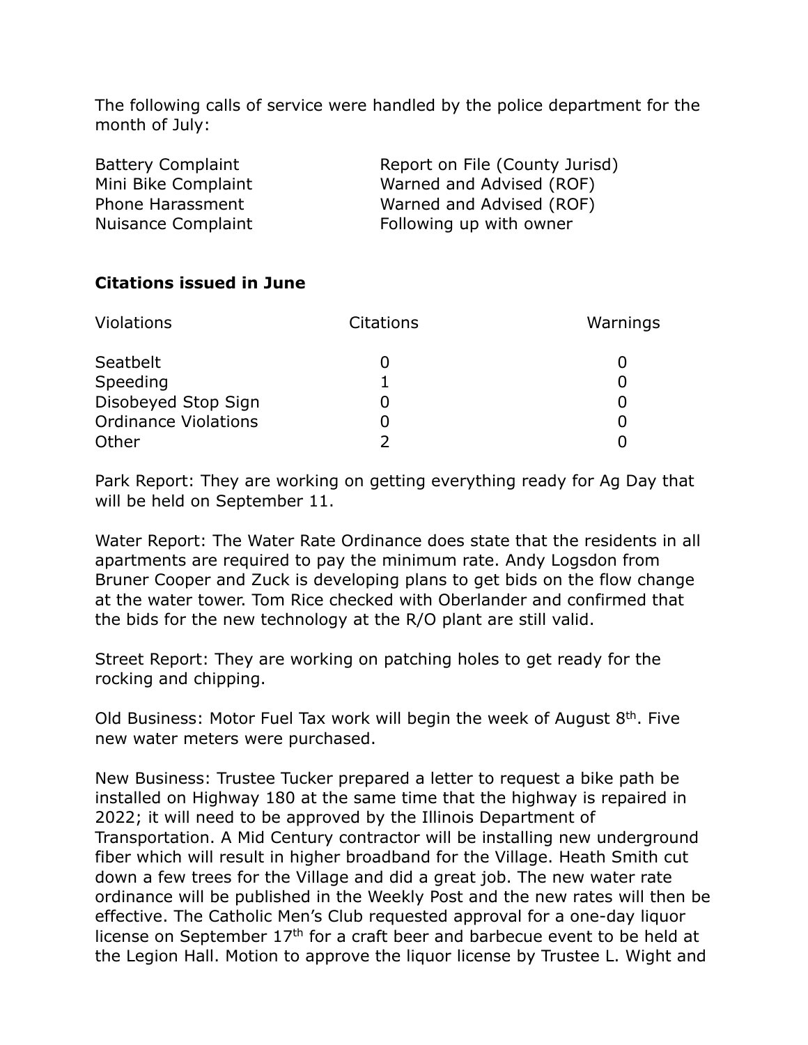The following calls of service were handled by the police department for the month of July:

| | |
|---|---|
| Battery Complaint | Report on File (County Jurisd) |
| Mini Bike Complaint | Warned and Advised (ROF) |
| Phone Harassment | Warned and Advised (ROF) |
| Nuisance Complaint | Following up with owner |

**Citations issued in June**

| Violations | Citations | Warnings |
|---|---|---|
| Seatbelt | 0 | 0 |
| Speeding | 1 | 0 |
| Disobeyed Stop Sign | 0 | 0 |
| Ordinance Violations | 0 | 0 |
| Other | 2 | 0 |

Park Report: They are working on getting everything ready for Ag Day that will be held on September 11.

Water Report: The Water Rate Ordinance does state that the residents in all apartments are required to pay the minimum rate. Andy Logsdon from Bruner Cooper and Zuck is developing plans to get bids on the flow change at the water tower. Tom Rice checked with Oberlander and confirmed that the bids for the new technology at the R/O plant are still valid.

Street Report: They are working on patching holes to get ready for the rocking and chipping.

Old Business: Motor Fuel Tax work will begin the week of August 8th. Five new water meters were purchased.

New Business: Trustee Tucker prepared a letter to request a bike path be installed on Highway 180 at the same time that the highway is repaired in 2022; it will need to be approved by the Illinois Department of Transportation. A Mid Century contractor will be installing new underground fiber which will result in higher broadband for the Village. Heath Smith cut down a few trees for the Village and did a great job. The new water rate ordinance will be published in the Weekly Post and the new rates will then be effective. The Catholic Men's Club requested approval for a one-day liquor license on September 17th for a craft beer and barbecue event to be held at the Legion Hall. Motion to approve the liquor license by Trustee L. Wight and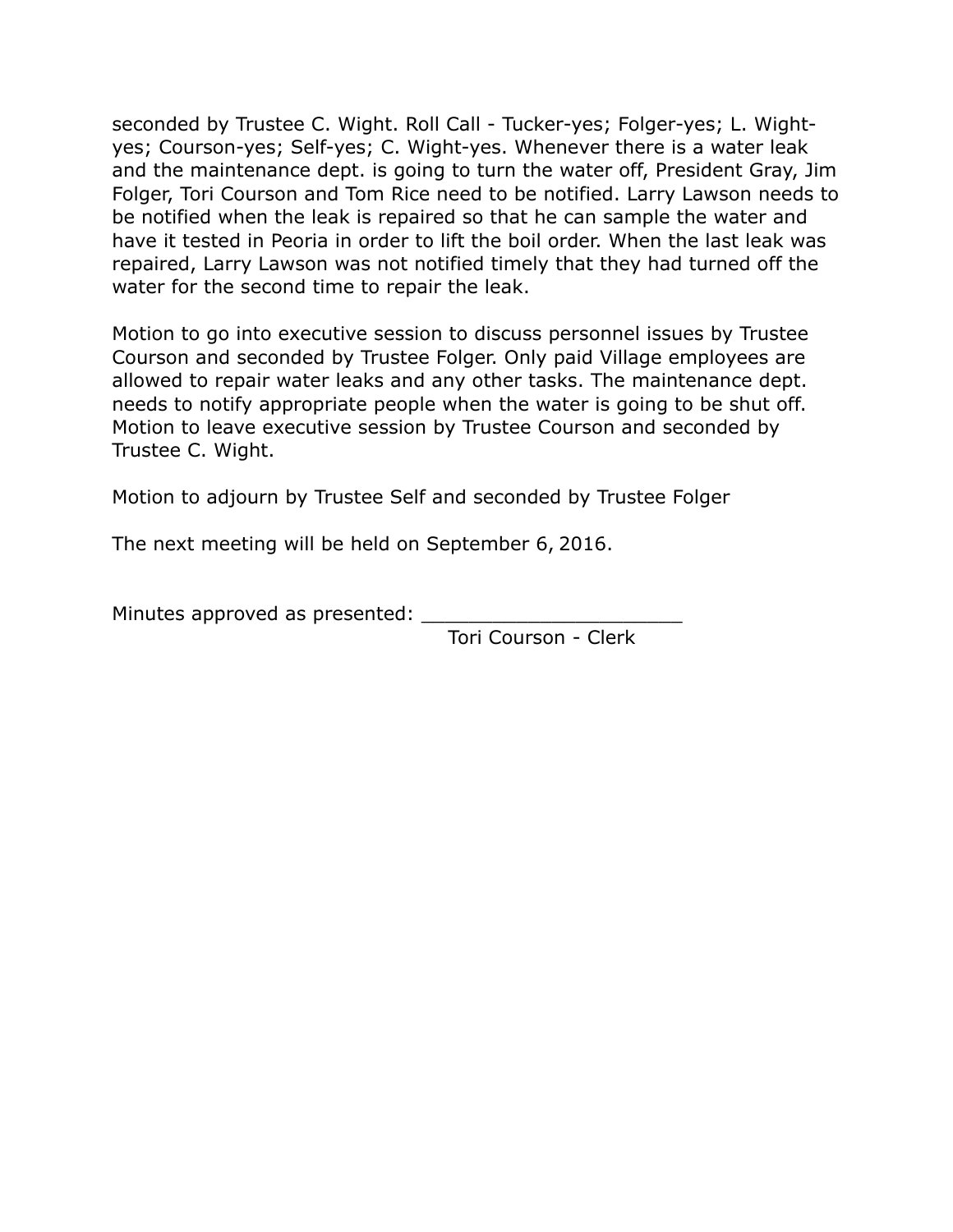seconded by Trustee C. Wight. Roll Call - Tucker-yes; Folger-yes; L. Wight-yes; Courson-yes; Self-yes; C. Wight-yes. Whenever there is a water leak and the maintenance dept. is going to turn the water off, President Gray, Jim Folger, Tori Courson and Tom Rice need to be notified. Larry Lawson needs to be notified when the leak is repaired so that he can sample the water and have it tested in Peoria in order to lift the boil order. When the last leak was repaired, Larry Lawson was not notified timely that they had turned off the water for the second time to repair the leak.

Motion to go into executive session to discuss personnel issues by Trustee Courson and seconded by Trustee Folger. Only paid Village employees are allowed to repair water leaks and any other tasks. The maintenance dept. needs to notify appropriate people when the water is going to be shut off. Motion to leave executive session by Trustee Courson and seconded by Trustee C. Wight.

Motion to adjourn by Trustee Self and seconded by Trustee Folger

The next meeting will be held on September 6, 2016.

Minutes approved as presented: ______________________

Tori Courson - Clerk